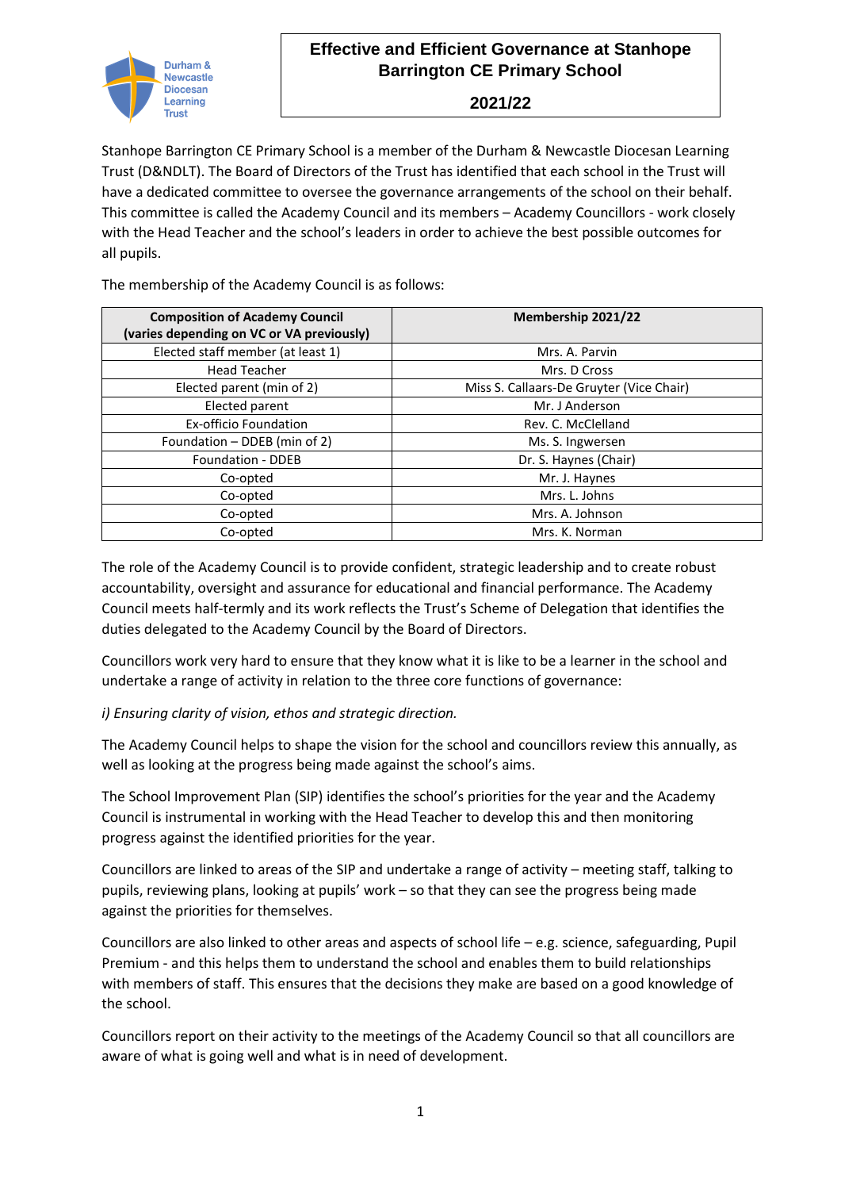# Effective and Efficient Governance at Stanhope Barrington CE Primary School

## 2021/22

Stanhope Barrington CE Primary School is a member of the Durham & Newcastle Diocesan Learning Trust (D&NDLT). The Board of Directors of the Trust has identified that each school in the Trust will have a dedicated committee to oversee the governance arrangements of the school on their behalf. This committee is called the Academy Council and its members – Academy Councillors - work closely with the Head Teacher and the school's leaders in order to achieve the best possible outcomes for all pupils.

The membership of the Academy Council is as follows:

| Composition of Academy Council (varies depending on VC or VA previously) | Membership 2021/22 |
|---|---|
| Elected staff member (at least 1) | Mrs. A. Parvin |
| Head Teacher | Mrs. D Cross |
| Elected parent (min of 2) | Miss S. Callaars-De Gruyter (Vice Chair) |
| Elected parent | Mr. J Anderson |
| Ex-officio Foundation | Rev. C. McClelland |
| Foundation – DDEB (min of 2) | Ms. S. Ingwersen |
| Foundation - DDEB | Dr. S. Haynes (Chair) |
| Co-opted | Mr. J. Haynes |
| Co-opted | Mrs. L. Johns |
| Co-opted | Mrs. A. Johnson |
| Co-opted | Mrs. K. Norman |

The role of the Academy Council is to provide confident, strategic leadership and to create robust accountability, oversight and assurance for educational and financial performance. The Academy Council meets half-termly and its work reflects the Trust's Scheme of Delegation that identifies the duties delegated to the Academy Council by the Board of Directors.

Councillors work very hard to ensure that they know what it is like to be a learner in the school and undertake a range of activity in relation to the three core functions of governance:

*i) Ensuring clarity of vision, ethos and strategic direction.*

The Academy Council helps to shape the vision for the school and councillors review this annually, as well as looking at the progress being made against the school's aims.

The School Improvement Plan (SIP) identifies the school's priorities for the year and the Academy Council is instrumental in working with the Head Teacher to develop this and then monitoring progress against the identified priorities for the year.

Councillors are linked to areas of the SIP and undertake a range of activity – meeting staff, talking to pupils, reviewing plans, looking at pupils' work – so that they can see the progress being made against the priorities for themselves.

Councillors are also linked to other areas and aspects of school life – e.g. science, safeguarding, Pupil Premium - and this helps them to understand the school and enables them to build relationships with members of staff. This ensures that the decisions they make are based on a good knowledge of the school.

Councillors report on their activity to the meetings of the Academy Council so that all councillors are aware of what is going well and what is in need of development.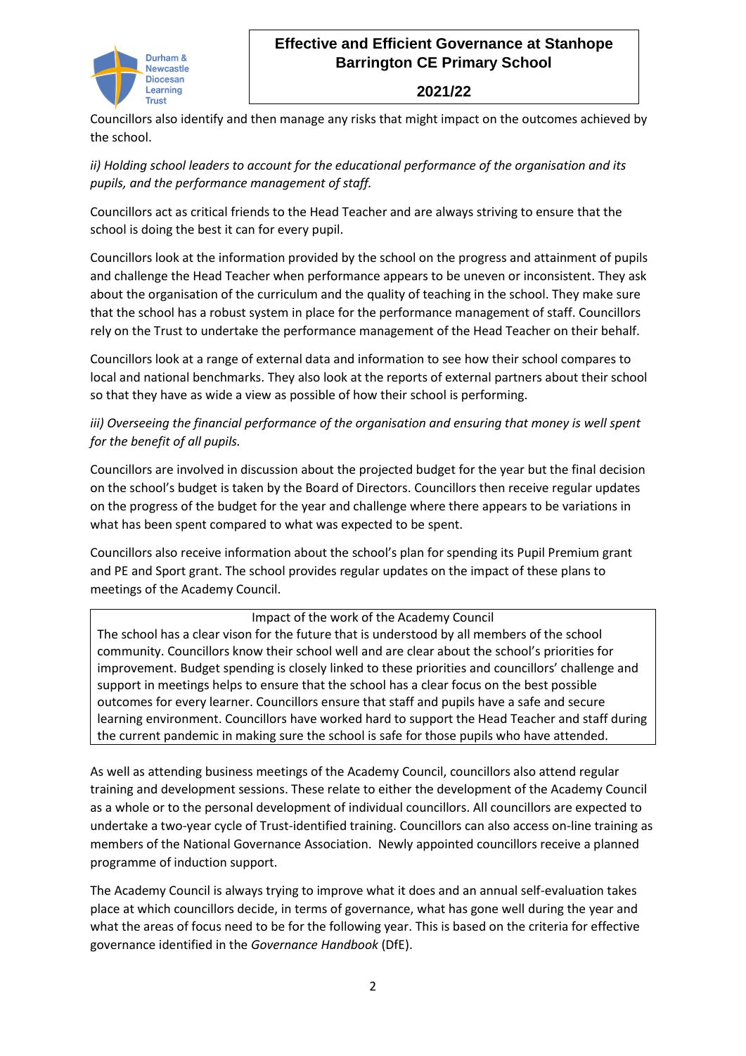Councillors also identify and then manage any risks that might impact on the outcomes achieved by the school.

*ii) Holding school leaders to account for the educational performance of the organisation and its pupils, and the performance management of staff.*

Councillors act as critical friends to the Head Teacher and are always striving to ensure that the school is doing the best it can for every pupil.

Councillors look at the information provided by the school on the progress and attainment of pupils and challenge the Head Teacher when performance appears to be uneven or inconsistent. They ask about the organisation of the curriculum and the quality of teaching in the school. They make sure that the school has a robust system in place for the performance management of staff. Councillors rely on the Trust to undertake the performance management of the Head Teacher on their behalf.

Councillors look at a range of external data and information to see how their school compares to local and national benchmarks. They also look at the reports of external partners about their school so that they have as wide a view as possible of how their school is performing.

*iii) Overseeing the financial performance of the organisation and ensuring that money is well spent for the benefit of all pupils.*

Councillors are involved in discussion about the projected budget for the year but the final decision on the school's budget is taken by the Board of Directors. Councillors then receive regular updates on the progress of the budget for the year and challenge where there appears to be variations in what has been spent compared to what was expected to be spent.

Councillors also receive information about the school's plan for spending its Pupil Premium grant and PE and Sport grant. The school provides regular updates on the impact of these plans to meetings of the Academy Council.

| Impact of the work of the Academy Council |
|---|
| The school has a clear vison for the future that is understood by all members of the school community. Councillors know their school well and are clear about the school's priorities for improvement. Budget spending is closely linked to these priorities and councillors' challenge and support in meetings helps to ensure that the school has a clear focus on the best possible outcomes for every learner. Councillors ensure that staff and pupils have a safe and secure learning environment. Councillors have worked hard to support the Head Teacher and staff during the current pandemic in making sure the school is safe for those pupils who have attended. |

As well as attending business meetings of the Academy Council, councillors also attend regular training and development sessions. These relate to either the development of the Academy Council as a whole or to the personal development of individual councillors. All councillors are expected to undertake a two-year cycle of Trust-identified training. Councillors can also access on-line training as members of the National Governance Association. Newly appointed councillors receive a planned programme of induction support.

The Academy Council is always trying to improve what it does and an annual self-evaluation takes place at which councillors decide, in terms of governance, what has gone well during the year and what the areas of focus need to be for the following year. This is based on the criteria for effective governance identified in the *Governance Handbook* (DfE).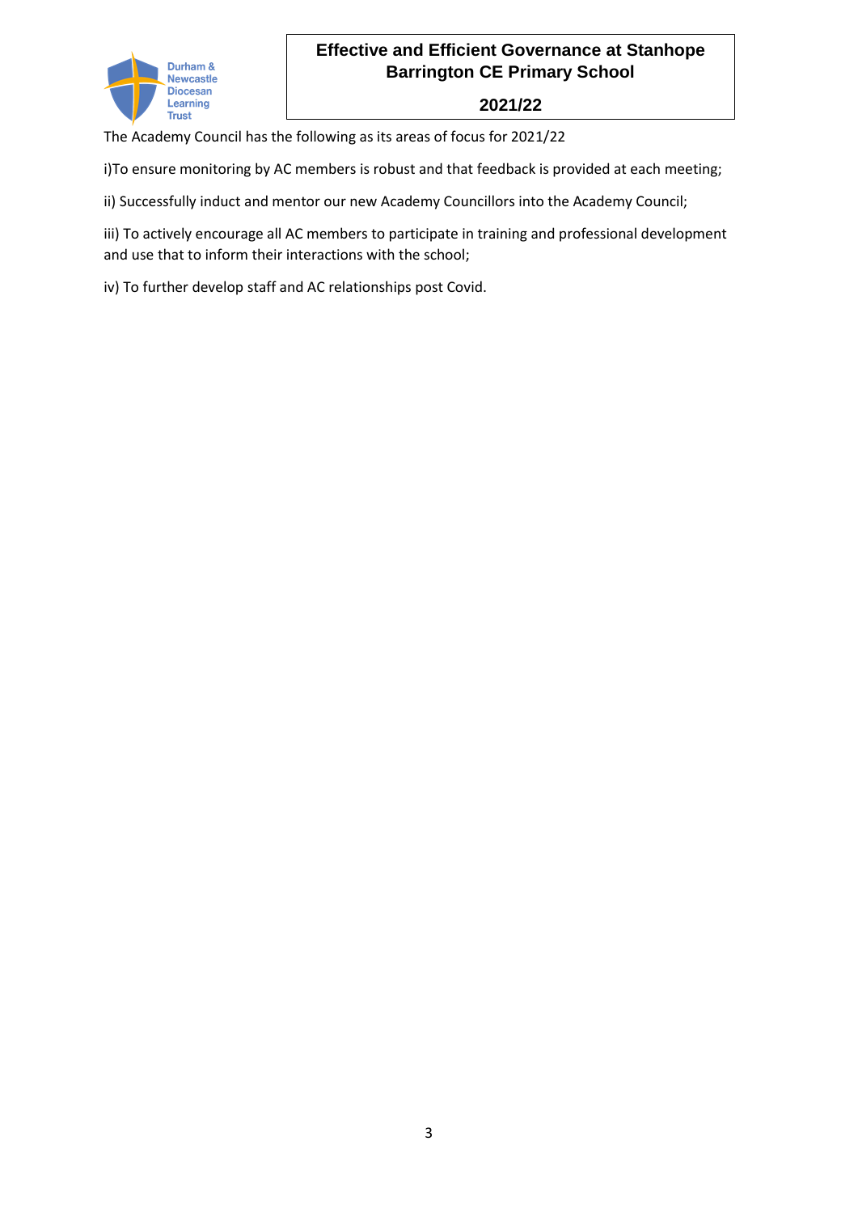# Effective and Efficient Governance at Stanhope Barrington CE Primary School

## 2021/22

The Academy Council has the following as its areas of focus for 2021/22

i)To ensure monitoring by AC members is robust and that feedback is provided at each meeting;

ii) Successfully induct and mentor our new Academy Councillors into the Academy Council;

iii) To actively encourage all AC members to participate in training and professional development and use that to inform their interactions with the school;

iv) To further develop staff and AC relationships post Covid.